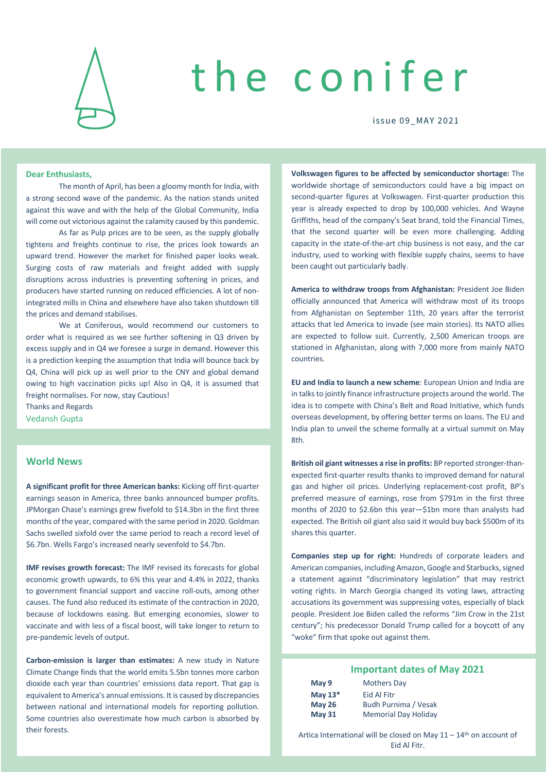# the conifer

issue 09_MAY 2021

**Dear Enthusiasts,**

The month of April, has been a gloomy month for India, with a strong second wave of the pandemic. As the nation stands united against this wave and with the help of the Global Community, India will come out victorious against the calamity caused by this pandemic.

As far as Pulp prices are to be seen, as the supply globally tightens and freights continue to rise, the prices look towards an upward trend. However the market for finished paper looks weak. Surging costs of raw materials and freight added with supply disruptions across industries is preventing softening in prices, and producers have started running on reduced efficiencies. A lot of non-integrated mills in China and elsewhere have also taken shutdown till the prices and demand stabilises.

We at Coniferous, would recommend our customers to order what is required as we see further softening in Q3 driven by excess supply and in Q4 we foresee a surge in demand. However this is a prediction keeping the assumption that India will bounce back by Q4, China will pick up as well prior to the CNY and global demand owing to high vaccination picks up! Also in Q4, it is assumed that freight normalises. For now, stay Cautious!

Thanks and Regards

Vedansh Gupta

## World News

**A significant profit for three American banks:** Kicking off first-quarter earnings season in America, three banks announced bumper profits. JPMorgan Chase's earnings grew fivefold to $14.3bn in the first three months of the year, compared with the same period in 2020. Goldman Sachs swelled sixfold over the same period to reach a record level of $6.7bn. Wells Fargo's increased nearly sevenfold to $4.7bn.

**IMF revises growth forecast:** The IMF revised its forecasts for global economic growth upwards, to 6% this year and 4.4% in 2022, thanks to government financial support and vaccine roll-outs, among other causes. The fund also reduced its estimate of the contraction in 2020, because of lockdowns easing. But emerging economies, slower to vaccinate and with less of a fiscal boost, will take longer to return to pre-pandemic levels of output.

**Carbon-emission is larger than estimates:** A new study in Nature Climate Change finds that the world emits 5.5bn tonnes more carbon dioxide each year than countries' emissions data report. That gap is equivalent to America's annual emissions. It is caused by discrepancies between national and international models for reporting pollution. Some countries also overestimate how much carbon is absorbed by their forests.

**Volkswagen figures to be affected by semiconductor shortage:** The worldwide shortage of semiconductors could have a big impact on second-quarter figures at Volkswagen. First-quarter production this year is already expected to drop by 100,000 vehicles. And Wayne Griffiths, head of the company's Seat brand, told the Financial Times, that the second quarter will be even more challenging. Adding capacity in the state-of-the-art chip business is not easy, and the car industry, used to working with flexible supply chains, seems to have been caught out particularly badly.

**America to withdraw troops from Afghanistan:** President Joe Biden officially announced that America will withdraw most of its troops from Afghanistan on September 11th, 20 years after the terrorist attacks that led America to invade (see main stories). Its NATO allies are expected to follow suit. Currently, 2,500 American troops are stationed in Afghanistan, along with 7,000 more from mainly NATO countries.

**EU and India to launch a new scheme**: European Union and India are in talks to jointly finance infrastructure projects around the world. The idea is to compete with China's Belt and Road Initiative, which funds overseas development, by offering better terms on loans. The EU and India plan to unveil the scheme formally at a virtual summit on May 8th.

**British oil giant witnesses a rise in profits:** BP reported stronger-than-expected first-quarter results thanks to improved demand for natural gas and higher oil prices. Underlying replacement-cost profit, BP's preferred measure of earnings, rose from $791m in the first three months of 2020 to $2.6bn this year—$1bn more than analysts had expected. The British oil giant also said it would buy back $500m of its shares this quarter.

**Companies step up for right:** Hundreds of corporate leaders and American companies, including Amazon, Google and Starbucks, signed a statement against "discriminatory legislation" that may restrict voting rights. In March Georgia changed its voting laws, attracting accusations its government was suppressing votes, especially of black people. President Joe Biden called the reforms "Jim Crow in the 21st century"; his predecessor Donald Trump called for a boycott of any "woke" firm that spoke out against them.

## Important dates of May 2021

| | |
|---|---|
| **May 9** | Mothers Day |
| **May 13*** | Eid Al Fitr |
| **May 26** | Budh Purnima / Vesak |
| **May 31** | Memorial Day Holiday |

Artica International will be closed on May 11 – 14th on account of Eid Al Fitr.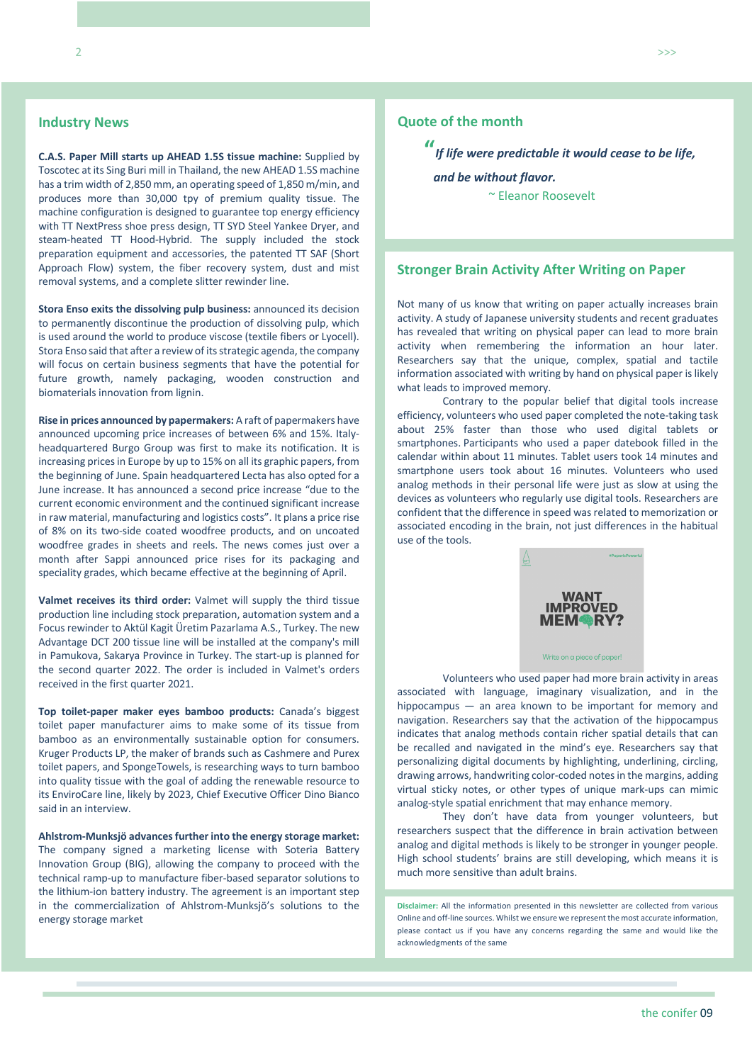## Industry News

**C.A.S. Paper Mill starts up AHEAD 1.5S tissue machine:** Supplied by Toscotec at its Sing Buri mill in Thailand, the new AHEAD 1.5S machine has a trim width of 2,850 mm, an operating speed of 1,850 m/min, and produces more than 30,000 tpy of premium quality tissue. The machine configuration is designed to guarantee top energy efficiency with TT NextPress shoe press design, TT SYD Steel Yankee Dryer, and steam-heated TT Hood-Hybrid. The supply included the stock preparation equipment and accessories, the patented TT SAF (Short Approach Flow) system, the fiber recovery system, dust and mist removal systems, and a complete slitter rewinder line.

**Stora Enso exits the dissolving pulp business:** announced its decision to permanently discontinue the production of dissolving pulp, which is used around the world to produce viscose (textile fibers or Lyocell). Stora Enso said that after a review of its strategic agenda, the company will focus on certain business segments that have the potential for future growth, namely packaging, wooden construction and biomaterials innovation from lignin.

**Rise in prices announced by papermakers:** A raft of papermakers have announced upcoming price increases of between 6% and 15%. Italy-headquartered Burgo Group was first to make its notification. It is increasing prices in Europe by up to 15% on all its graphic papers, from the beginning of June. Spain headquartered Lecta has also opted for a June increase. It has announced a second price increase "due to the current economic environment and the continued significant increase in raw material, manufacturing and logistics costs". It plans a price rise of 8% on its two-side coated woodfree products, and on uncoated woodfree grades in sheets and reels. The news comes just over a month after Sappi announced price rises for its packaging and speciality grades, which became effective at the beginning of April.

**Valmet receives its third order:** Valmet will supply the third tissue production line including stock preparation, automation system and a Focus rewinder to Aktül Kagit Üretim Pazarlama A.S., Turkey. The new Advantage DCT 200 tissue line will be installed at the company's mill in Pamukova, Sakarya Province in Turkey. The start-up is planned for the second quarter 2022. The order is included in Valmet's orders received in the first quarter 2021.

**Top toilet-paper maker eyes bamboo products:** Canada's biggest toilet paper manufacturer aims to make some of its tissue from bamboo as an environmentally sustainable option for consumers. Kruger Products LP, the maker of brands such as Cashmere and Purex toilet papers, and SpongeTowels, is researching ways to turn bamboo into quality tissue with the goal of adding the renewable resource to its EnviroCare line, likely by 2023, Chief Executive Officer Dino Bianco said in an interview.

**Ahlstrom-Munksjö advances further into the energy storage market:** The company signed a marketing license with Soteria Battery Innovation Group (BIG), allowing the company to proceed with the technical ramp-up to manufacture fiber-based separator solutions to the lithium-ion battery industry. The agreement is an important step in the commercialization of Ahlstrom-Munksjö's solutions to the energy storage market

## Quote of the month

> ***"If life were predictable it would cease to be life, and be without flavor.***
>
> ~ Eleanor Roosevelt

## Stronger Brain Activity After Writing on Paper

Not many of us know that writing on paper actually increases brain activity. A study of Japanese university students and recent graduates has revealed that writing on physical paper can lead to more brain activity when remembering the information an hour later. Researchers say that the unique, complex, spatial and tactile information associated with writing by hand on physical paper is likely what leads to improved memory.

Contrary to the popular belief that digital tools increase efficiency, volunteers who used paper completed the note-taking task about 25% faster than those who used digital tablets or smartphones. Participants who used a paper datebook filled in the calendar within about 11 minutes. Tablet users took 14 minutes and smartphone users took about 16 minutes. Volunteers who used analog methods in their personal life were just as slow at using the devices as volunteers who regularly use digital tools. Researchers are confident that the difference in speed was related to memorization or associated encoding in the brain, not just differences in the habitual use of the tools.

#PaperIsPowerful

WANT IMPROVED MEMORY?

Write on a piece of paper!

Volunteers who used paper had more brain activity in areas associated with language, imaginary visualization, and in the hippocampus — an area known to be important for memory and navigation. Researchers say that the activation of the hippocampus indicates that analog methods contain richer spatial details that can be recalled and navigated in the mind's eye. Researchers say that personalizing digital documents by highlighting, underlining, circling, drawing arrows, handwriting color-coded notes in the margins, adding virtual sticky notes, or other types of unique mark-ups can mimic analog-style spatial enrichment that may enhance memory.

They don't have data from younger volunteers, but researchers suspect that the difference in brain activation between analog and digital methods is likely to be stronger in younger people. High school students' brains are still developing, which means it is much more sensitive than adult brains.

**Disclaimer:** All the information presented in this newsletter are collected from various Online and off-line sources. Whilst we ensure we represent the most accurate information, please contact us if you have any concerns regarding the same and would like the acknowledgments of the same